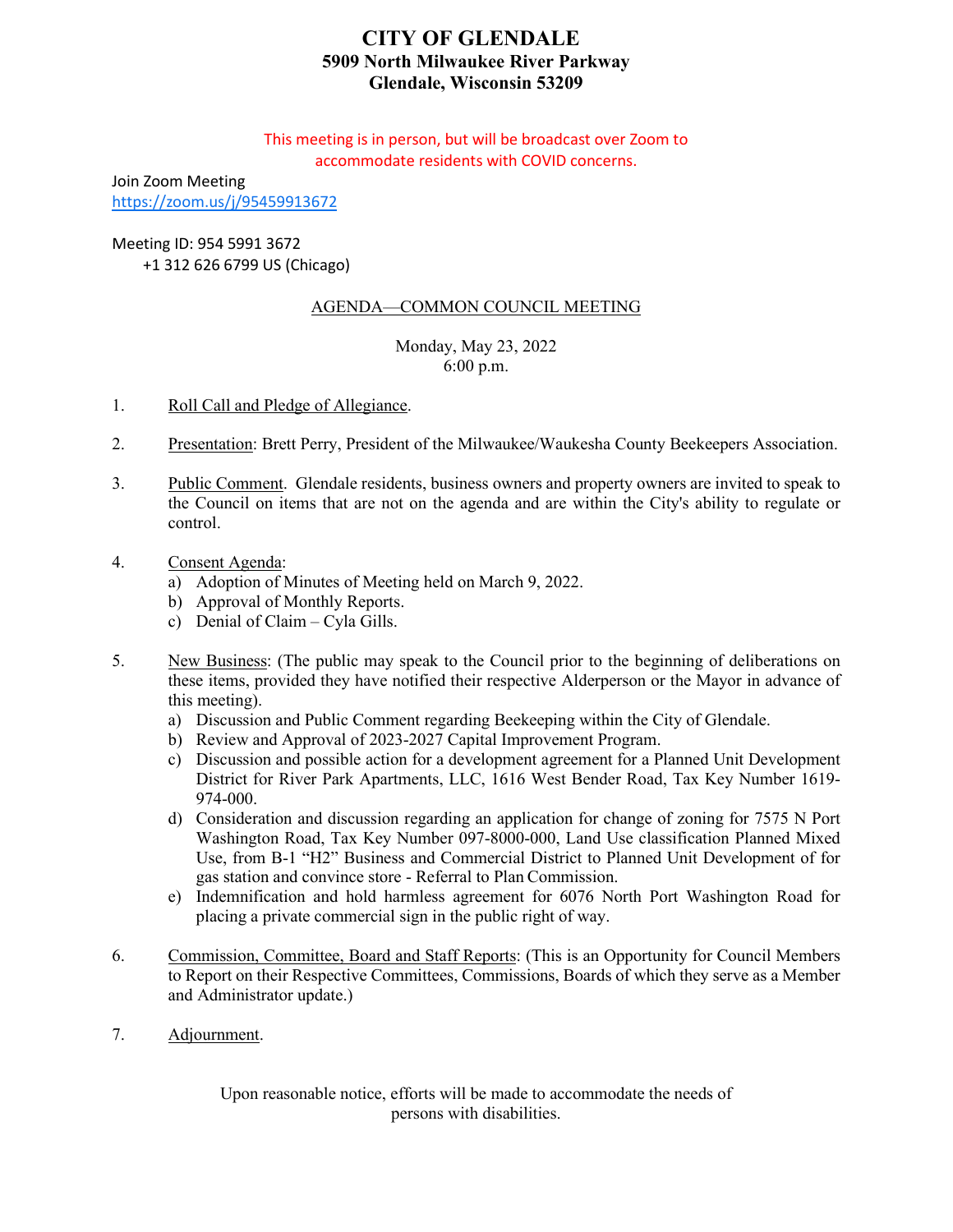# CITY OF GLENDALE
## 5909 North Milwaukee River Parkway
## Glendale, Wisconsin 53209

This meeting is in person, but will be broadcast over Zoom to accommodate residents with COVID concerns.

Join Zoom Meeting
https://zoom.us/j/95459913672

Meeting ID: 954 5991 3672
+1 312 626 6799 US (Chicago)

AGENDA—COMMON COUNCIL MEETING

Monday, May 23, 2022
6:00 p.m.

1. Roll Call and Pledge of Allegiance.

2. Presentation: Brett Perry, President of the Milwaukee/Waukesha County Beekeepers Association.

3. Public Comment. Glendale residents, business owners and property owners are invited to speak to the Council on items that are not on the agenda and are within the City's ability to regulate or control.

4. Consent Agenda:
   a) Adoption of Minutes of Meeting held on March 9, 2022.
   b) Approval of Monthly Reports.
   c) Denial of Claim – Cyla Gills.

5. New Business: (The public may speak to the Council prior to the beginning of deliberations on these items, provided they have notified their respective Alderperson or the Mayor in advance of this meeting).
   a) Discussion and Public Comment regarding Beekeeping within the City of Glendale.
   b) Review and Approval of 2023-2027 Capital Improvement Program.
   c) Discussion and possible action for a development agreement for a Planned Unit Development District for River Park Apartments, LLC, 1616 West Bender Road, Tax Key Number 1619-974-000.
   d) Consideration and discussion regarding an application for change of zoning for 7575 N Port Washington Road, Tax Key Number 097-8000-000, Land Use classification Planned Mixed Use, from B-1 "H2" Business and Commercial District to Planned Unit Development of for gas station and convince store - Referral to Plan Commission.
   e) Indemnification and hold harmless agreement for 6076 North Port Washington Road for placing a private commercial sign in the public right of way.

6. Commission, Committee, Board and Staff Reports: (This is an Opportunity for Council Members to Report on their Respective Committees, Commissions, Boards of which they serve as a Member and Administrator update.)

7. Adjournment.

Upon reasonable notice, efforts will be made to accommodate the needs of persons with disabilities.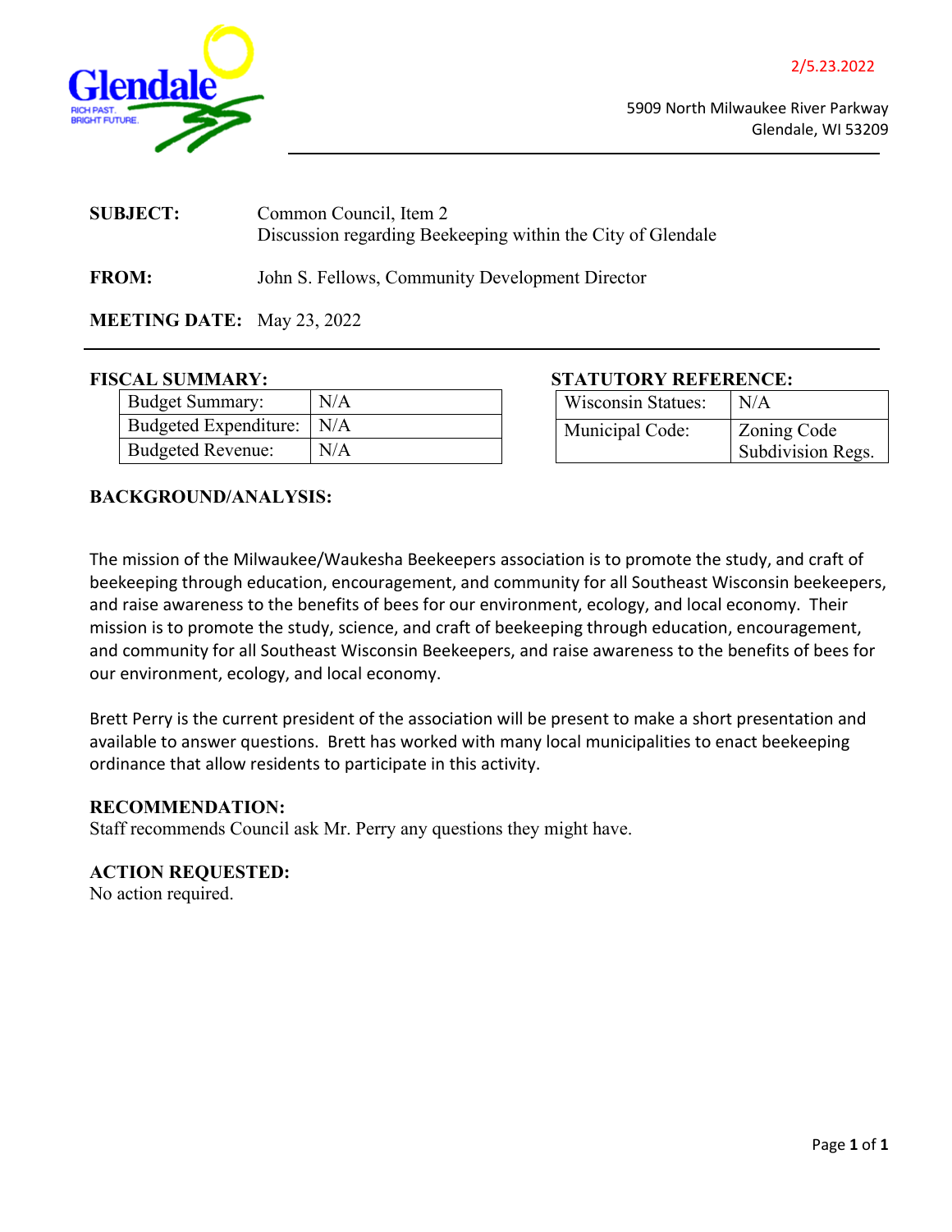2/5.23.2022

5909 North Milwaukee River Parkway
Glendale, WI 53209

**SUBJECT:** Common Council, Item 2
Discussion regarding Beekeeping within the City of Glendale

**FROM:** John S. Fellows, Community Development Director

**MEETING DATE:** May 23, 2022

**FISCAL SUMMARY:**

| | |
|---|---|
| Budget Summary: | N/A |
| Budgeted Expenditure: | N/A |
| Budgeted Revenue: | N/A |

**STATUTORY REFERENCE:**

| | |
|---|---|
| Wisconsin Statues: | N/A |
| Municipal Code: | Zoning Code<br>Subdivision Regs. |

**BACKGROUND/ANALYSIS:**

The mission of the Milwaukee/Waukesha Beekeepers association is to promote the study, and craft of beekeeping through education, encouragement, and community for all Southeast Wisconsin beekeepers, and raise awareness to the benefits of bees for our environment, ecology, and local economy. Their mission is to promote the study, science, and craft of beekeeping through education, encouragement, and community for all Southeast Wisconsin Beekeepers, and raise awareness to the benefits of bees for our environment, ecology, and local economy.

Brett Perry is the current president of the association will be present to make a short presentation and available to answer questions. Brett has worked with many local municipalities to enact beekeeping ordinance that allow residents to participate in this activity.

**RECOMMENDATION:**
Staff recommends Council ask Mr. Perry any questions they might have.

**ACTION REQUESTED:**
No action required.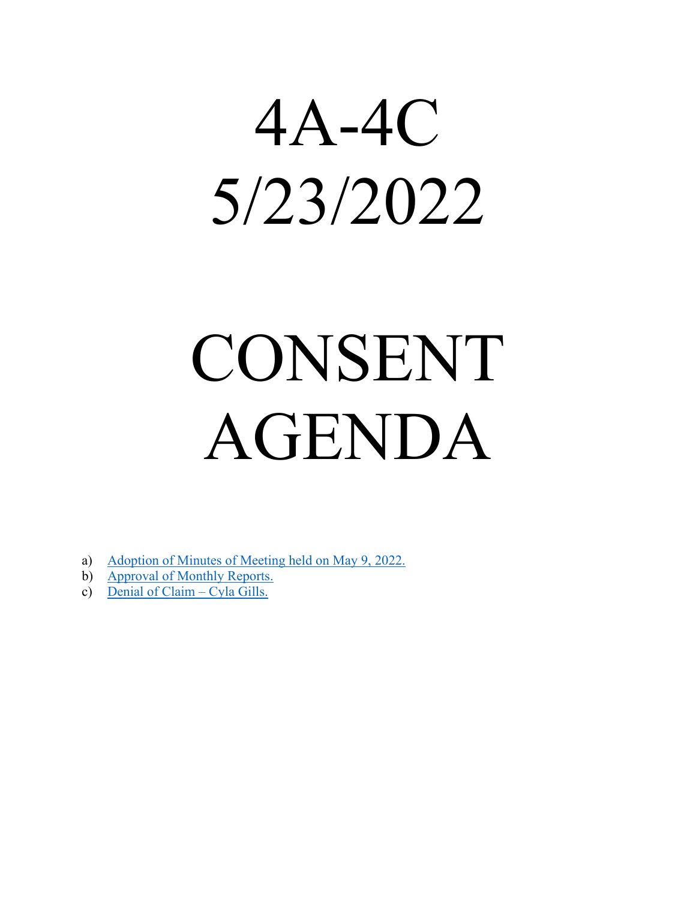# 4A-4C
# 5/23/2022

# CONSENT AGENDA

a) Adoption of Minutes of Meeting held on May 9, 2022.
b) Approval of Monthly Reports.
c) Denial of Claim – Cyla Gills.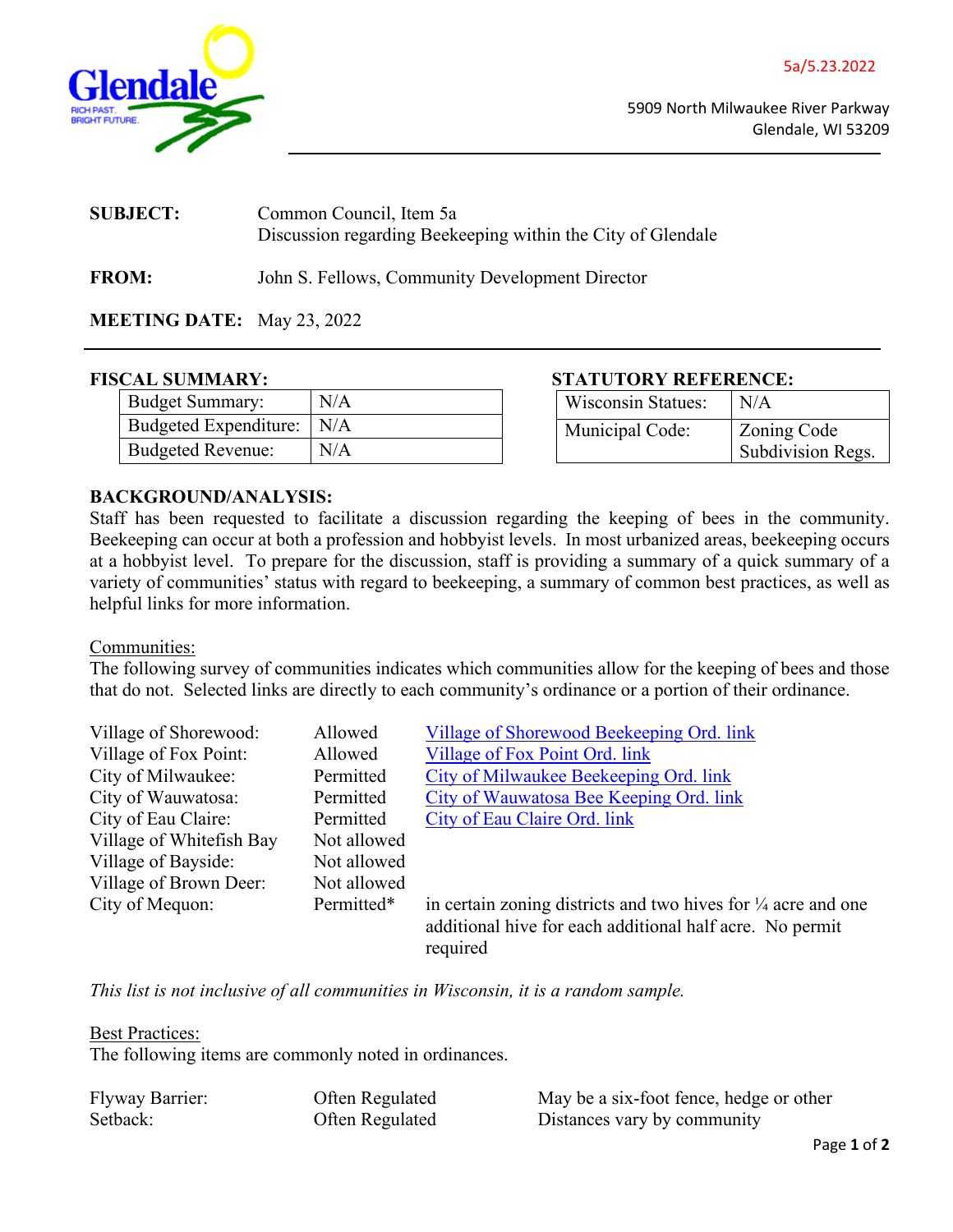5a/5.23.2022

5909 North Milwaukee River Parkway
Glendale, WI 53209

**SUBJECT:** Common Council, Item 5a
Discussion regarding Beekeeping within the City of Glendale

**FROM:** John S. Fellows, Community Development Director

**MEETING DATE:** May 23, 2022

**FISCAL SUMMARY:**

| | |
|---|---|
| Budget Summary: | N/A |
| Budgeted Expenditure: | N/A |
| Budgeted Revenue: | N/A |

**STATUTORY REFERENCE:**

| | |
|---|---|
| Wisconsin Statues: | N/A |
| Municipal Code: | Zoning Code Subdivision Regs. |

**BACKGROUND/ANALYSIS:**
Staff has been requested to facilitate a discussion regarding the keeping of bees in the community. Beekeeping can occur at both a profession and hobbyist levels. In most urbanized areas, beekeeping occurs at a hobbyist level. To prepare for the discussion, staff is providing a summary of a quick summary of a variety of communities' status with regard to beekeeping, a summary of common best practices, as well as helpful links for more information.

Communities:
The following survey of communities indicates which communities allow for the keeping of bees and those that do not. Selected links are directly to each community's ordinance or a portion of their ordinance.

| | | |
|---|---|---|
| Village of Shorewood: | Allowed | Village of Shorewood Beekeeping Ord. link |
| Village of Fox Point: | Allowed | Village of Fox Point Ord. link |
| City of Milwaukee: | Permitted | City of Milwaukee Beekeeping Ord. link |
| City of Wauwatosa: | Permitted | City of Wauwatosa Bee Keeping Ord. link |
| City of Eau Claire: | Permitted | City of Eau Claire Ord. link |
| Village of Whitefish Bay | Not allowed | |
| Village of Bayside: | Not allowed | |
| Village of Brown Deer: | Not allowed | |
| City of Mequon: | Permitted* | in certain zoning districts and two hives for ¼ acre and one additional hive for each additional half acre. No permit required |

*This list is not inclusive of all communities in Wisconsin, it is a random sample.*

Best Practices:
The following items are commonly noted in ordinances.

| | | |
|---|---|---|
| Flyway Barrier: | Often Regulated | May be a six-foot fence, hedge or other |
| Setback: | Often Regulated | Distances vary by community |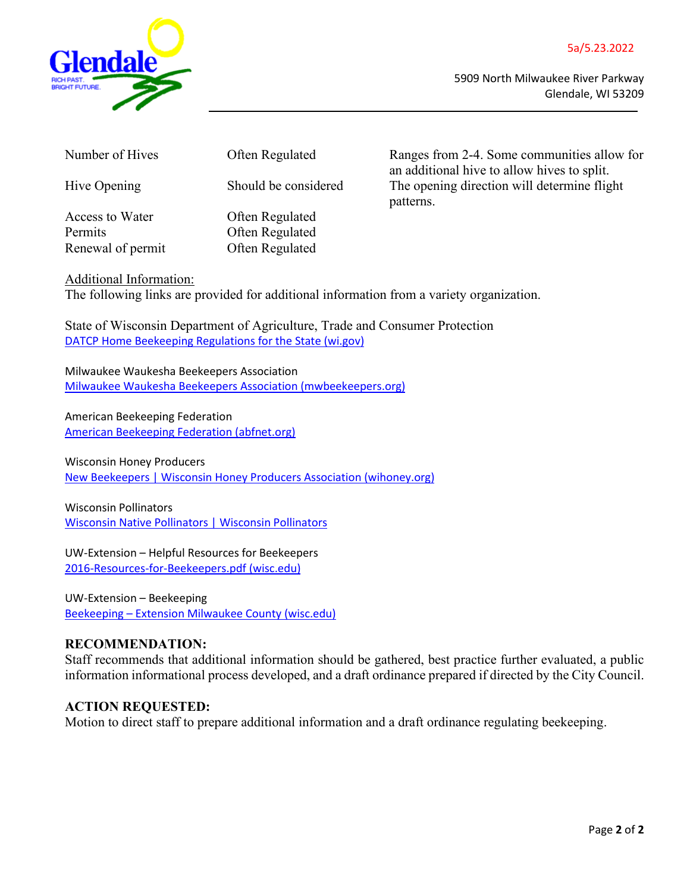| | | |
|---|---|---|
| Number of Hives | Often Regulated | Ranges from 2-4. Some communities allow for an additional hive to allow hives to split. |
| Hive Opening | Should be considered | The opening direction will determine flight patterns. |
| Access to Water | Often Regulated | |
| Permits | Often Regulated | |
| Renewal of permit | Often Regulated | |

Additional Information:
The following links are provided for additional information from a variety organization.

State of Wisconsin Department of Agriculture, Trade and Consumer Protection
DATCP Home Beekeeping Regulations for the State (wi.gov)

Milwaukee Waukesha Beekeepers Association
Milwaukee Waukesha Beekeepers Association (mwbeekeepers.org)

American Beekeeping Federation
American Beekeeping Federation (abfnet.org)

Wisconsin Honey Producers
New Beekeepers | Wisconsin Honey Producers Association (wihoney.org)

Wisconsin Pollinators
Wisconsin Native Pollinators | Wisconsin Pollinators

UW-Extension – Helpful Resources for Beekeepers
2016-Resources-for-Beekeepers.pdf (wisc.edu)

UW-Extension – Beekeeping
Beekeeping – Extension Milwaukee County (wisc.edu)

**RECOMMENDATION:**
Staff recommends that additional information should be gathered, best practice further evaluated, a public information informational process developed, and a draft ordinance prepared if directed by the City Council.

**ACTION REQUESTED:**
Motion to direct staff to prepare additional information and a draft ordinance regulating beekeeping.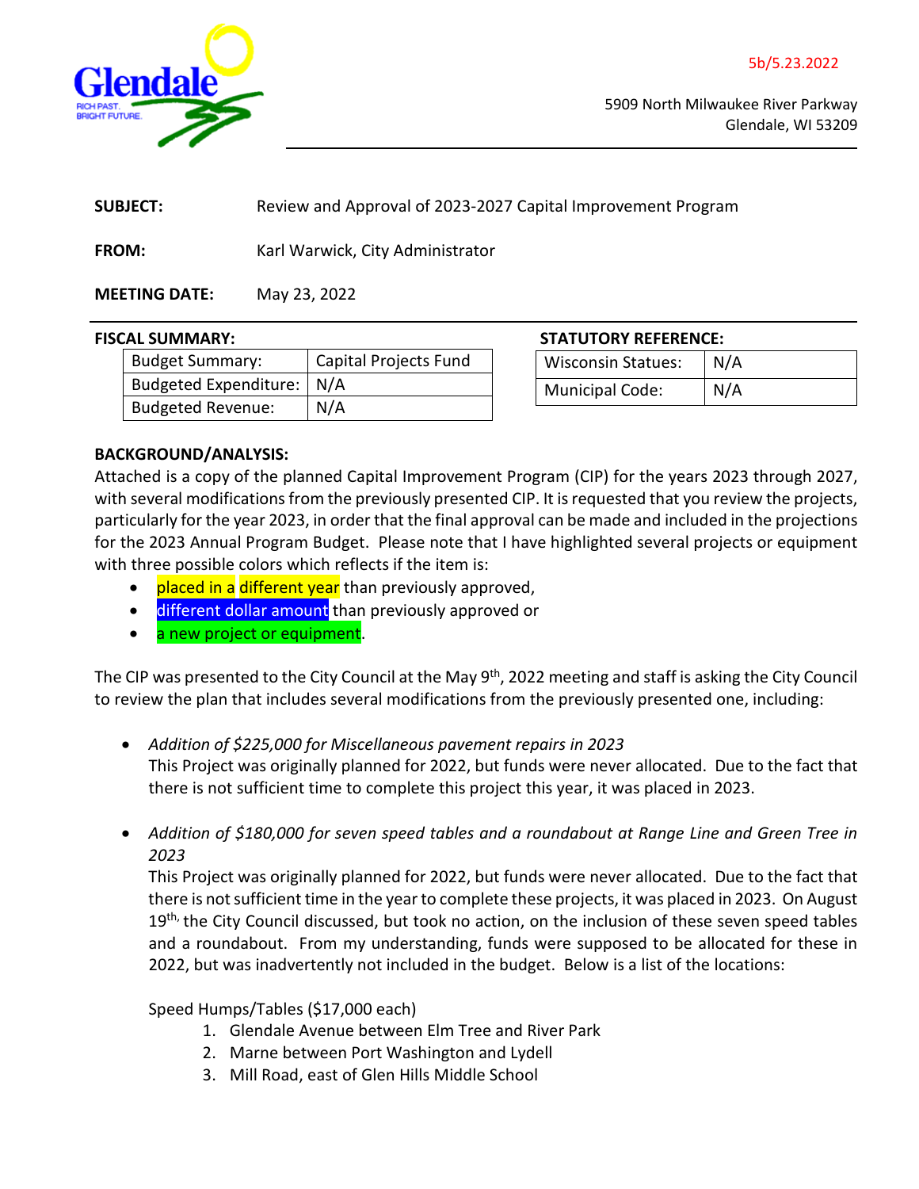5b/5.23.2022

5909 North Milwaukee River Parkway
Glendale, WI 53209

**SUBJECT:** Review and Approval of 2023-2027 Capital Improvement Program

**FROM:** Karl Warwick, City Administrator

**MEETING DATE:** May 23, 2022

**FISCAL SUMMARY:**

| | |
|---|---|
| Budget Summary: | Capital Projects Fund |
| Budgeted Expenditure: | N/A |
| Budgeted Revenue: | N/A |

**STATUTORY REFERENCE:**

| | |
|---|---|
| Wisconsin Statues: | N/A |
| Municipal Code: | N/A |

**BACKGROUND/ANALYSIS:**

Attached is a copy of the planned Capital Improvement Program (CIP) for the years 2023 through 2027, with several modifications from the previously presented CIP. It is requested that you review the projects, particularly for the year 2023, in order that the final approval can be made and included in the projections for the 2023 Annual Program Budget. Please note that I have highlighted several projects or equipment with three possible colors which reflects if the item is:

- placed in a different year than previously approved,
- different dollar amount than previously approved or
- a new project or equipment.

The CIP was presented to the City Council at the May 9th, 2022 meeting and staff is asking the City Council to review the plan that includes several modifications from the previously presented one, including:

- *Addition of $225,000 for Miscellaneous pavement repairs in 2023*
  This Project was originally planned for 2022, but funds were never allocated. Due to the fact that there is not sufficient time to complete this project this year, it was placed in 2023.

- *Addition of $180,000 for seven speed tables and a roundabout at Range Line and Green Tree in 2023*
  This Project was originally planned for 2022, but funds were never allocated. Due to the fact that there is not sufficient time in the year to complete these projects, it was placed in 2023. On August 19th, the City Council discussed, but took no action, on the inclusion of these seven speed tables and a roundabout. From my understanding, funds were supposed to be allocated for these in 2022, but was inadvertently not included in the budget. Below is a list of the locations:

  Speed Humps/Tables ($17,000 each)
  1. Glendale Avenue between Elm Tree and River Park
  2. Marne between Port Washington and Lydell
  3. Mill Road, east of Glen Hills Middle School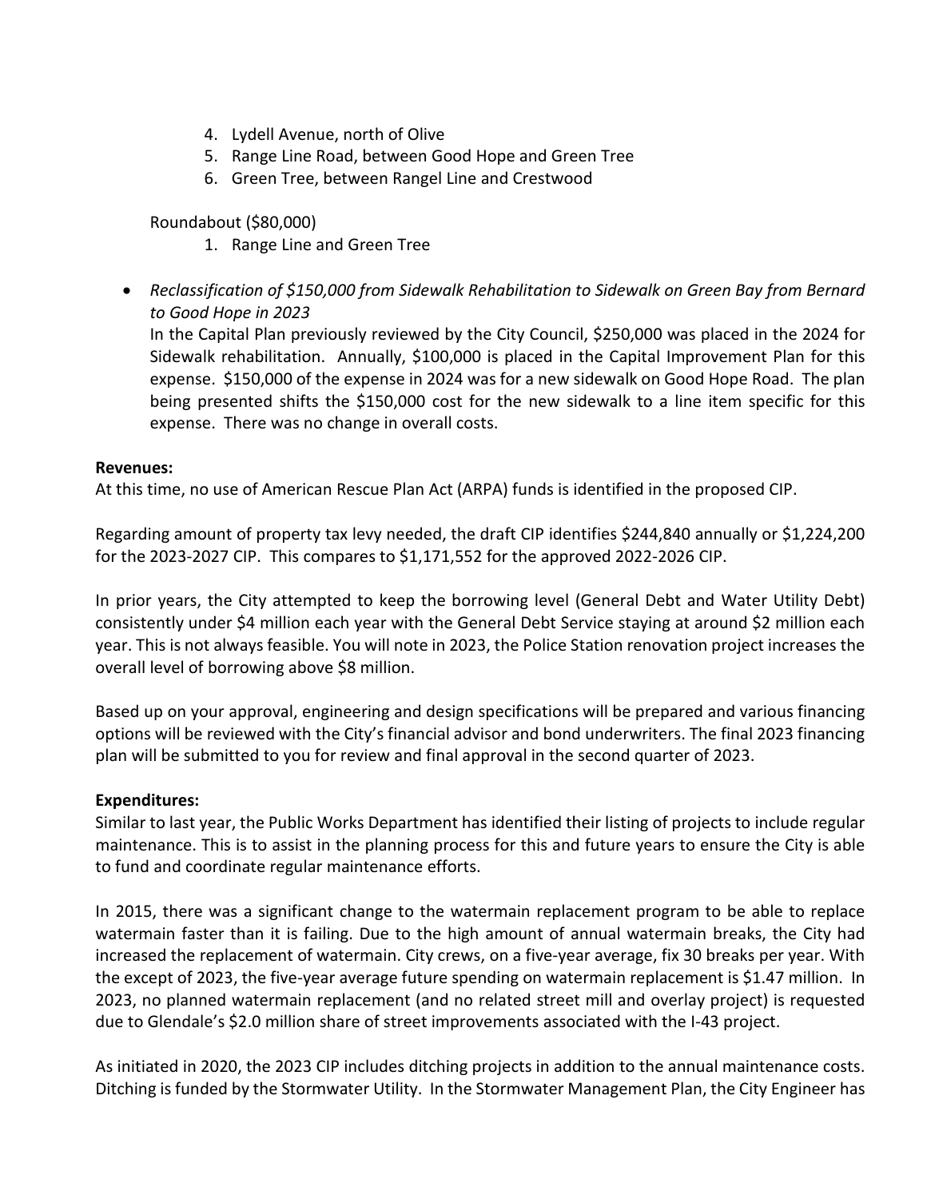4. Lydell Avenue, north of Olive
5. Range Line Road, between Good Hope and Green Tree
6. Green Tree, between Rangel Line and Crestwood

Roundabout ($80,000)

1. Range Line and Green Tree

- *Reclassification of $150,000 from Sidewalk Rehabilitation to Sidewalk on Green Bay from Bernard to Good Hope in 2023*
  In the Capital Plan previously reviewed by the City Council, $250,000 was placed in the 2024 for Sidewalk rehabilitation. Annually, $100,000 is placed in the Capital Improvement Plan for this expense. $150,000 of the expense in 2024 was for a new sidewalk on Good Hope Road. The plan being presented shifts the $150,000 cost for the new sidewalk to a line item specific for this expense. There was no change in overall costs.

**Revenues:**
At this time, no use of American Rescue Plan Act (ARPA) funds is identified in the proposed CIP.

Regarding amount of property tax levy needed, the draft CIP identifies $244,840 annually or $1,224,200 for the 2023-2027 CIP. This compares to $1,171,552 for the approved 2022-2026 CIP.

In prior years, the City attempted to keep the borrowing level (General Debt and Water Utility Debt) consistently under $4 million each year with the General Debt Service staying at around $2 million each year. This is not always feasible. You will note in 2023, the Police Station renovation project increases the overall level of borrowing above $8 million.

Based up on your approval, engineering and design specifications will be prepared and various financing options will be reviewed with the City's financial advisor and bond underwriters. The final 2023 financing plan will be submitted to you for review and final approval in the second quarter of 2023.

**Expenditures:**
Similar to last year, the Public Works Department has identified their listing of projects to include regular maintenance. This is to assist in the planning process for this and future years to ensure the City is able to fund and coordinate regular maintenance efforts.

In 2015, there was a significant change to the watermain replacement program to be able to replace watermain faster than it is failing. Due to the high amount of annual watermain breaks, the City had increased the replacement of watermain. City crews, on a five-year average, fix 30 breaks per year. With the except of 2023, the five-year average future spending on watermain replacement is $1.47 million. In 2023, no planned watermain replacement (and no related street mill and overlay project) is requested due to Glendale's $2.0 million share of street improvements associated with the I-43 project.

As initiated in 2020, the 2023 CIP includes ditching projects in addition to the annual maintenance costs. Ditching is funded by the Stormwater Utility. In the Stormwater Management Plan, the City Engineer has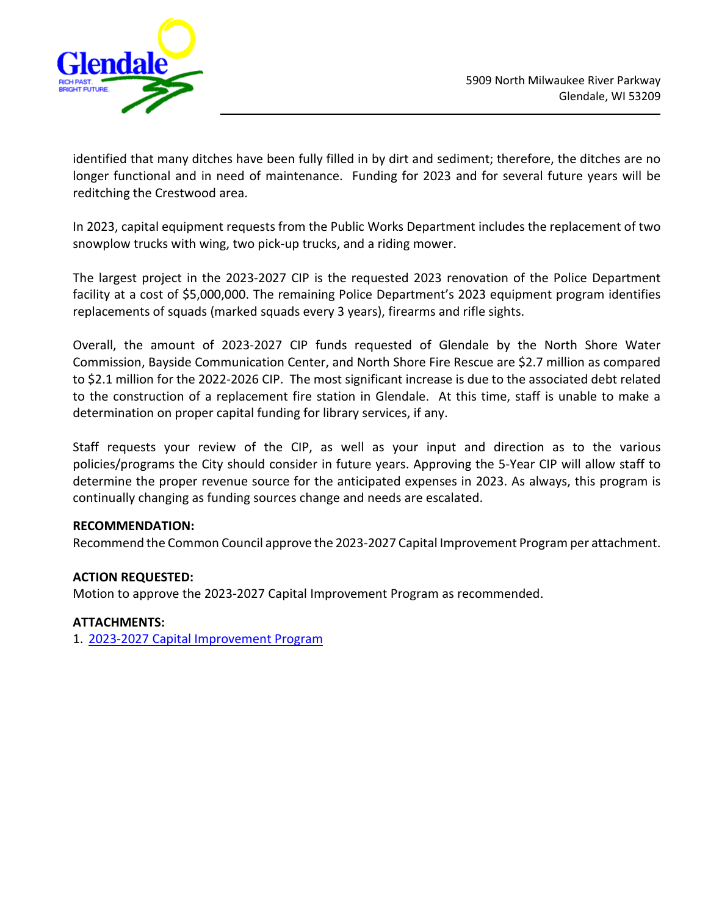identified that many ditches have been fully filled in by dirt and sediment; therefore, the ditches are no longer functional and in need of maintenance. Funding for 2023 and for several future years will be reditching the Crestwood area.

In 2023, capital equipment requests from the Public Works Department includes the replacement of two snowplow trucks with wing, two pick-up trucks, and a riding mower.

The largest project in the 2023-2027 CIP is the requested 2023 renovation of the Police Department facility at a cost of $5,000,000. The remaining Police Department's 2023 equipment program identifies replacements of squads (marked squads every 3 years), firearms and rifle sights.

Overall, the amount of 2023-2027 CIP funds requested of Glendale by the North Shore Water Commission, Bayside Communication Center, and North Shore Fire Rescue are $2.7 million as compared to $2.1 million for the 2022-2026 CIP. The most significant increase is due to the associated debt related to the construction of a replacement fire station in Glendale. At this time, staff is unable to make a determination on proper capital funding for library services, if any.

Staff requests your review of the CIP, as well as your input and direction as to the various policies/programs the City should consider in future years. Approving the 5-Year CIP will allow staff to determine the proper revenue source for the anticipated expenses in 2023. As always, this program is continually changing as funding sources change and needs are escalated.

**RECOMMENDATION:**
Recommend the Common Council approve the 2023-2027 Capital Improvement Program per attachment.

**ACTION REQUESTED:**
Motion to approve the 2023-2027 Capital Improvement Program as recommended.

**ATTACHMENTS:**
1. 2023-2027 Capital Improvement Program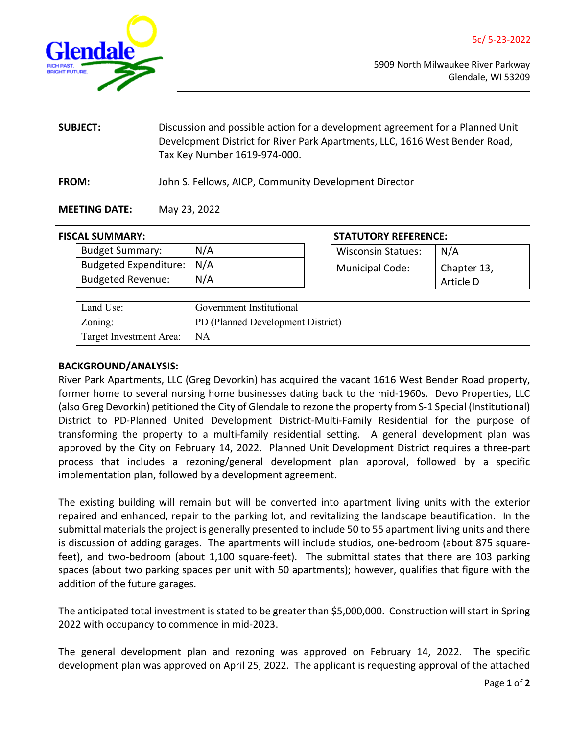5c/ 5-23-2022

5909 North Milwaukee River Parkway
Glendale, WI 53209

**SUBJECT:** Discussion and possible action for a development agreement for a Planned Unit Development District for River Park Apartments, LLC, 1616 West Bender Road, Tax Key Number 1619-974-000.

**FROM:** John S. Fellows, AICP, Community Development Director

**MEETING DATE:** May 23, 2022

**FISCAL SUMMARY:**

| | |
|---|---|
| Budget Summary: | N/A |
| Budgeted Expenditure: | N/A |
| Budgeted Revenue: | N/A |

**STATUTORY REFERENCE:**

| | |
|---|---|
| Wisconsin Statues: | N/A |
| Municipal Code: | Chapter 13, Article D |

| | |
|---|---|
| Land Use: | Government Institutional |
| Zoning: | PD (Planned Development District) |
| Target Investment Area: | NA |

**BACKGROUND/ANALYSIS:**

River Park Apartments, LLC (Greg Devorkin) has acquired the vacant 1616 West Bender Road property, former home to several nursing home businesses dating back to the mid-1960s. Devo Properties, LLC (also Greg Devorkin) petitioned the City of Glendale to rezone the property from S-1 Special (Institutional) District to PD-Planned United Development District-Multi-Family Residential for the purpose of transforming the property to a multi-family residential setting. A general development plan was approved by the City on February 14, 2022. Planned Unit Development District requires a three-part process that includes a rezoning/general development plan approval, followed by a specific implementation plan, followed by a development agreement.

The existing building will remain but will be converted into apartment living units with the exterior repaired and enhanced, repair to the parking lot, and revitalizing the landscape beautification. In the submittal materials the project is generally presented to include 50 to 55 apartment living units and there is discussion of adding garages. The apartments will include studios, one-bedroom (about 875 square-feet), and two-bedroom (about 1,100 square-feet). The submittal states that there are 103 parking spaces (about two parking spaces per unit with 50 apartments); however, qualifies that figure with the addition of the future garages.

The anticipated total investment is stated to be greater than $5,000,000. Construction will start in Spring 2022 with occupancy to commence in mid-2023.

The general development plan and rezoning was approved on February 14, 2022. The specific development plan was approved on April 25, 2022. The applicant is requesting approval of the attached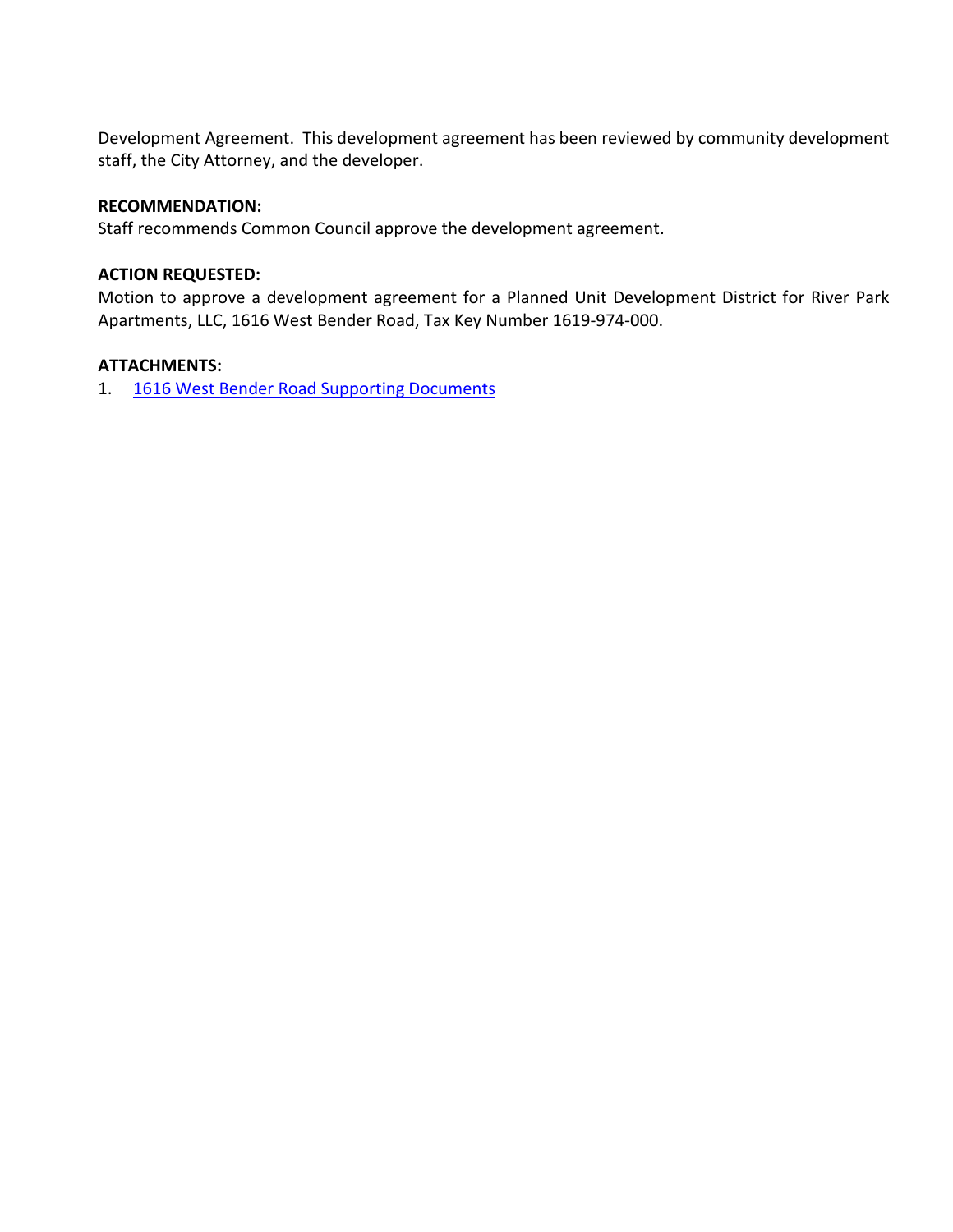Development Agreement. This development agreement has been reviewed by community development staff, the City Attorney, and the developer.

**RECOMMENDATION:**
Staff recommends Common Council approve the development agreement.

**ACTION REQUESTED:**
Motion to approve a development agreement for a Planned Unit Development District for River Park Apartments, LLC, 1616 West Bender Road, Tax Key Number 1619-974-000.

**ATTACHMENTS:**
1. 1616 West Bender Road Supporting Documents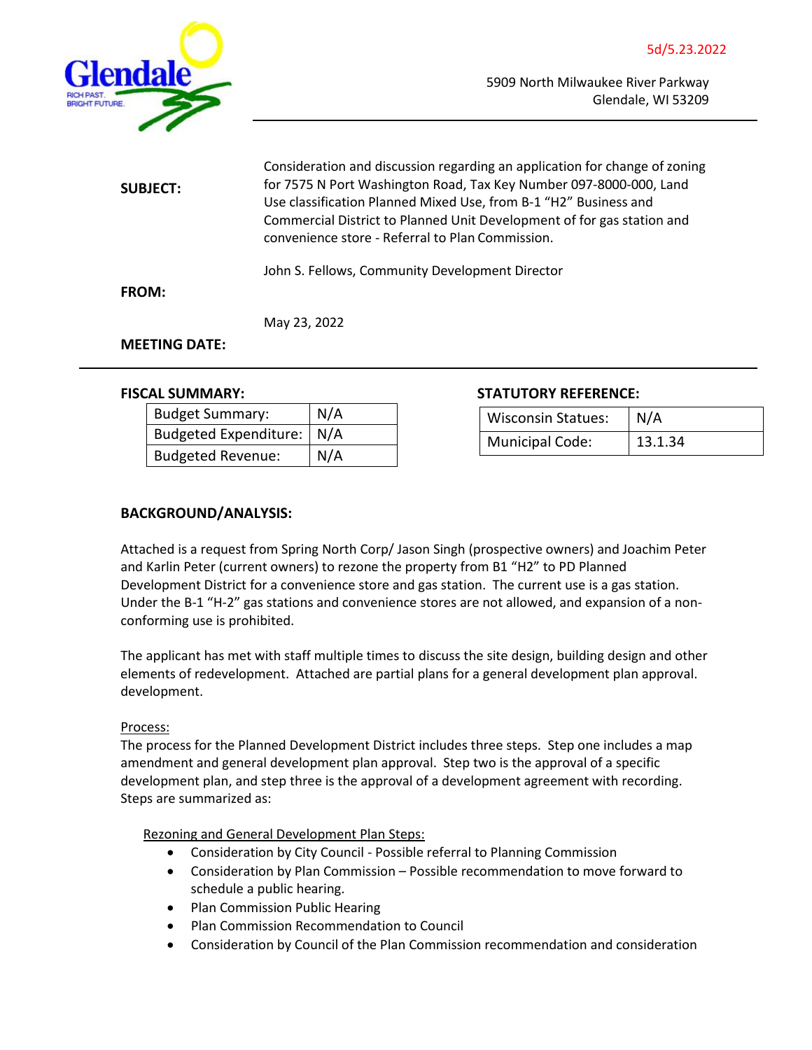5d/5.23.2022

5909 North Milwaukee River Parkway
Glendale, WI 53209

**SUBJECT:** Consideration and discussion regarding an application for change of zoning for 7575 N Port Washington Road, Tax Key Number 097-8000-000, Land Use classification Planned Mixed Use, from B-1 "H2" Business and Commercial District to Planned Unit Development of for gas station and convenience store - Referral to Plan Commission.

**FROM:** John S. Fellows, Community Development Director

**MEETING DATE:** May 23, 2022

**FISCAL SUMMARY:**

| | |
|---|---|
| Budget Summary: | N/A |
| Budgeted Expenditure: | N/A |
| Budgeted Revenue: | N/A |

**STATUTORY REFERENCE:**

| | |
|---|---|
| Wisconsin Statues: | N/A |
| Municipal Code: | 13.1.34 |

**BACKGROUND/ANALYSIS:**

Attached is a request from Spring North Corp/ Jason Singh (prospective owners) and Joachim Peter and Karlin Peter (current owners) to rezone the property from B1 "H2" to PD Planned Development District for a convenience store and gas station. The current use is a gas station. Under the B-1 "H-2" gas stations and convenience stores are not allowed, and expansion of a non-conforming use is prohibited.

The applicant has met with staff multiple times to discuss the site design, building design and other elements of redevelopment. Attached are partial plans for a general development plan approval. development.

Process:
The process for the Planned Development District includes three steps. Step one includes a map amendment and general development plan approval. Step two is the approval of a specific development plan, and step three is the approval of a development agreement with recording. Steps are summarized as:

Rezoning and General Development Plan Steps:

- Consideration by City Council - Possible referral to Planning Commission
- Consideration by Plan Commission – Possible recommendation to move forward to schedule a public hearing.
- Plan Commission Public Hearing
- Plan Commission Recommendation to Council
- Consideration by Council of the Plan Commission recommendation and consideration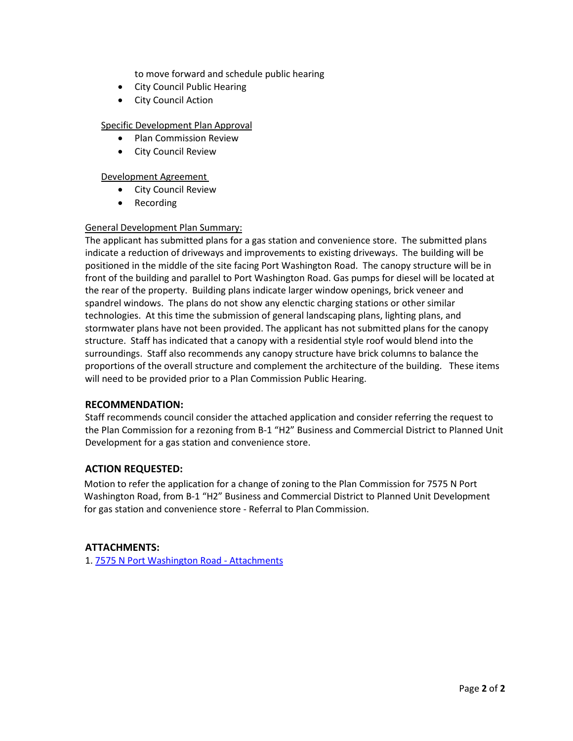to move forward and schedule public hearing

- City Council Public Hearing
- City Council Action

Specific Development Plan Approval

- Plan Commission Review
- City Council Review

Development Agreement

- City Council Review
- Recording

General Development Plan Summary:

The applicant has submitted plans for a gas station and convenience store. The submitted plans indicate a reduction of driveways and improvements to existing driveways. The building will be positioned in the middle of the site facing Port Washington Road. The canopy structure will be in front of the building and parallel to Port Washington Road. Gas pumps for diesel will be located at the rear of the property. Building plans indicate larger window openings, brick veneer and spandrel windows. The plans do not show any elenctic charging stations or other similar technologies. At this time the submission of general landscaping plans, lighting plans, and stormwater plans have not been provided. The applicant has not submitted plans for the canopy structure. Staff has indicated that a canopy with a residential style roof would blend into the surroundings. Staff also recommends any canopy structure have brick columns to balance the proportions of the overall structure and complement the architecture of the building. These items will need to be provided prior to a Plan Commission Public Hearing.

## RECOMMENDATION:

Staff recommends council consider the attached application and consider referring the request to the Plan Commission for a rezoning from B-1 "H2" Business and Commercial District to Planned Unit Development for a gas station and convenience store.

## ACTION REQUESTED:

Motion to refer the application for a change of zoning to the Plan Commission for 7575 N Port Washington Road, from B-1 "H2" Business and Commercial District to Planned Unit Development for gas station and convenience store - Referral to Plan Commission.

## ATTACHMENTS:

1. 7575 N Port Washington Road - Attachments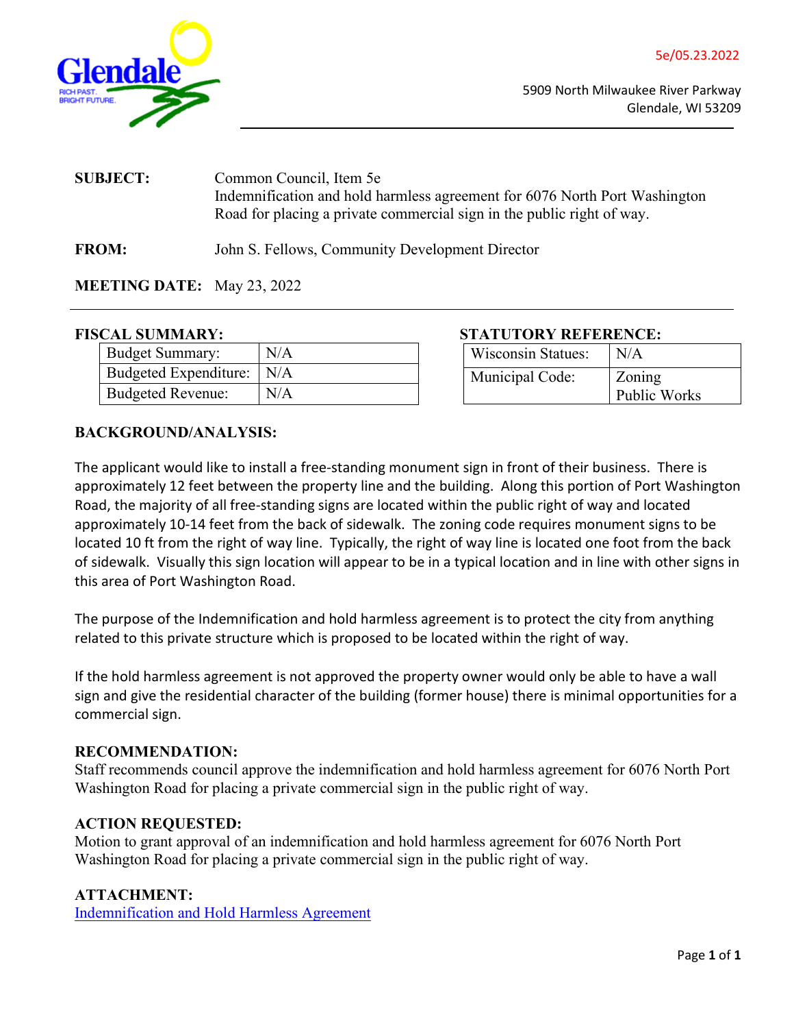Glendale
RICH PAST. BRIGHT FUTURE.

5e/05.23.2022

5909 North Milwaukee River Parkway
Glendale, WI 53209

**SUBJECT:** Common Council, Item 5e
Indemnification and hold harmless agreement for 6076 North Port Washington Road for placing a private commercial sign in the public right of way.

**FROM:** John S. Fellows, Community Development Director

**MEETING DATE:** May 23, 2022

**FISCAL SUMMARY:**

| | |
|---|---|
| Budget Summary: | N/A |
| Budgeted Expenditure: | N/A |
| Budgeted Revenue: | N/A |

**STATUTORY REFERENCE:**

| | |
|---|---|
| Wisconsin Statues: | N/A |
| Municipal Code: | Zoning<br>Public Works |

**BACKGROUND/ANALYSIS:**

The applicant would like to install a free-standing monument sign in front of their business. There is approximately 12 feet between the property line and the building. Along this portion of Port Washington Road, the majority of all free-standing signs are located within the public right of way and located approximately 10-14 feet from the back of sidewalk. The zoning code requires monument signs to be located 10 ft from the right of way line. Typically, the right of way line is located one foot from the back of sidewalk. Visually this sign location will appear to be in a typical location and in line with other signs in this area of Port Washington Road.

The purpose of the Indemnification and hold harmless agreement is to protect the city from anything related to this private structure which is proposed to be located within the right of way.

If the hold harmless agreement is not approved the property owner would only be able to have a wall sign and give the residential character of the building (former house) there is minimal opportunities for a commercial sign.

**RECOMMENDATION:**
Staff recommends council approve the indemnification and hold harmless agreement for 6076 North Port Washington Road for placing a private commercial sign in the public right of way.

**ACTION REQUESTED:**
Motion to grant approval of an indemnification and hold harmless agreement for 6076 North Port Washington Road for placing a private commercial sign in the public right of way.

**ATTACHMENT:**
Indemnification and Hold Harmless Agreement